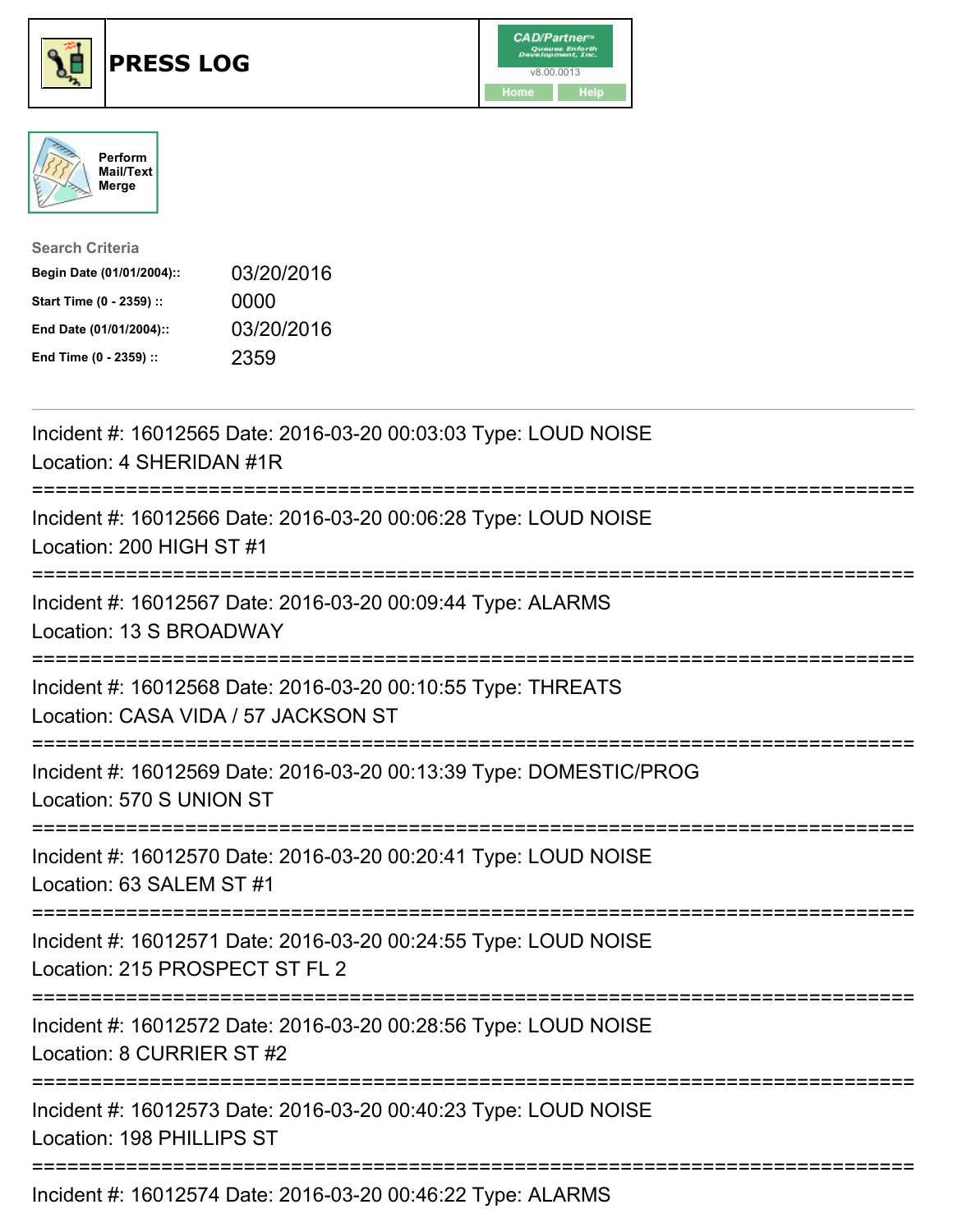# PRESS LOG

Perform Mail/Text Merge

**Search Criteria**

| | |
|---|---|
| **Begin Date (01/01/2004)::** | 03/20/2016 |
| **Start Time (0 - 2359) ::** | 0000 |
| **End Date (01/01/2004)::** | 03/20/2016 |
| **End Time (0 - 2359) ::** | 2359 |

---

Incident #: 16012565 Date: 2016-03-20 00:03:03 Type: LOUD NOISE
Location: 4 SHERIDAN #1R

===========================================================================

Incident #: 16012566 Date: 2016-03-20 00:06:28 Type: LOUD NOISE
Location: 200 HIGH ST #1

===========================================================================

Incident #: 16012567 Date: 2016-03-20 00:09:44 Type: ALARMS
Location: 13 S BROADWAY

===========================================================================

Incident #: 16012568 Date: 2016-03-20 00:10:55 Type: THREATS
Location: CASA VIDA / 57 JACKSON ST

===========================================================================

Incident #: 16012569 Date: 2016-03-20 00:13:39 Type: DOMESTIC/PROG
Location: 570 S UNION ST

===========================================================================

Incident #: 16012570 Date: 2016-03-20 00:20:41 Type: LOUD NOISE
Location: 63 SALEM ST #1

===========================================================================

Incident #: 16012571 Date: 2016-03-20 00:24:55 Type: LOUD NOISE
Location: 215 PROSPECT ST FL 2

===========================================================================

Incident #: 16012572 Date: 2016-03-20 00:28:56 Type: LOUD NOISE
Location: 8 CURRIER ST #2

===========================================================================

Incident #: 16012573 Date: 2016-03-20 00:40:23 Type: LOUD NOISE
Location: 198 PHILLIPS ST

===========================================================================

Incident #: 16012574 Date: 2016-03-20 00:46:22 Type: ALARMS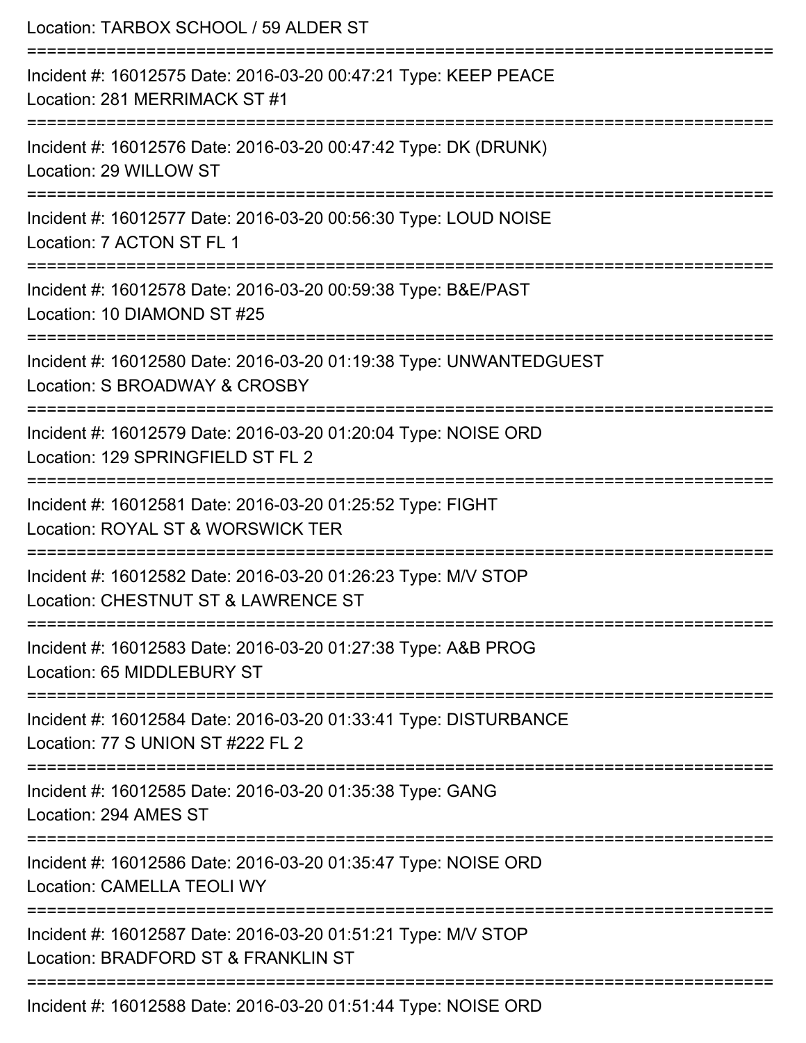Location: TARBOX SCHOOL / 59 ALDER ST

===========================================================================

Incident #: 16012575 Date: 2016-03-20 00:47:21 Type: KEEP PEACE
Location: 281 MERRIMACK ST #1

===========================================================================

Incident #: 16012576 Date: 2016-03-20 00:47:42 Type: DK (DRUNK)
Location: 29 WILLOW ST

===========================================================================

Incident #: 16012577 Date: 2016-03-20 00:56:30 Type: LOUD NOISE
Location: 7 ACTON ST FL 1

===========================================================================

Incident #: 16012578 Date: 2016-03-20 00:59:38 Type: B&E/PAST
Location: 10 DIAMOND ST #25

===========================================================================

Incident #: 16012580 Date: 2016-03-20 01:19:38 Type: UNWANTEDGUEST
Location: S BROADWAY & CROSBY

===========================================================================

Incident #: 16012579 Date: 2016-03-20 01:20:04 Type: NOISE ORD
Location: 129 SPRINGFIELD ST FL 2

===========================================================================

Incident #: 16012581 Date: 2016-03-20 01:25:52 Type: FIGHT
Location: ROYAL ST & WORSWICK TER

===========================================================================

Incident #: 16012582 Date: 2016-03-20 01:26:23 Type: M/V STOP
Location: CHESTNUT ST & LAWRENCE ST

===========================================================================

Incident #: 16012583 Date: 2016-03-20 01:27:38 Type: A&B PROG
Location: 65 MIDDLEBURY ST

===========================================================================

Incident #: 16012584 Date: 2016-03-20 01:33:41 Type: DISTURBANCE
Location: 77 S UNION ST #222 FL 2

===========================================================================

Incident #: 16012585 Date: 2016-03-20 01:35:38 Type: GANG
Location: 294 AMES ST

===========================================================================

Incident #: 16012586 Date: 2016-03-20 01:35:47 Type: NOISE ORD
Location: CAMELLA TEOLI WY

===========================================================================

Incident #: 16012587 Date: 2016-03-20 01:51:21 Type: M/V STOP
Location: BRADFORD ST & FRANKLIN ST

===========================================================================

Incident #: 16012588 Date: 2016-03-20 01:51:44 Type: NOISE ORD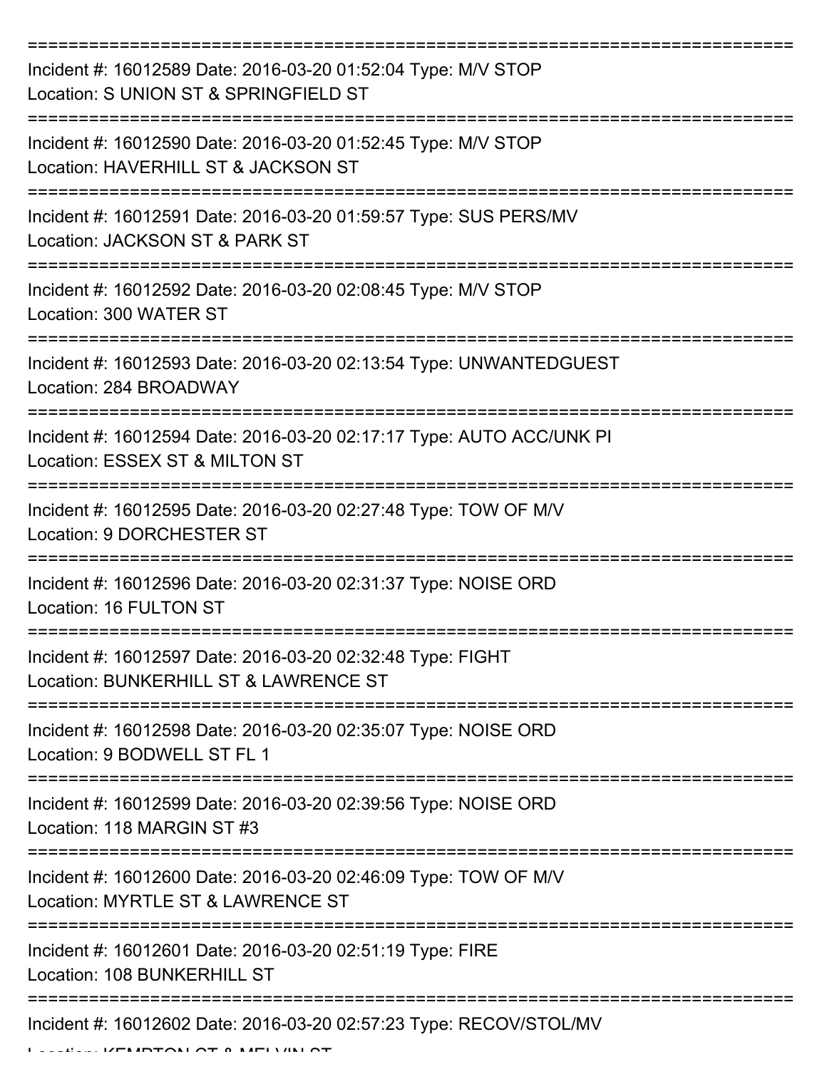---

Incident #: 16012589 Date: 2016-03-20 01:52:04 Type: M/V STOP
Location: S UNION ST & SPRINGFIELD ST

---

Incident #: 16012590 Date: 2016-03-20 01:52:45 Type: M/V STOP
Location: HAVERHILL ST & JACKSON ST

---

Incident #: 16012591 Date: 2016-03-20 01:59:57 Type: SUS PERS/MV
Location: JACKSON ST & PARK ST

---

Incident #: 16012592 Date: 2016-03-20 02:08:45 Type: M/V STOP
Location: 300 WATER ST

---

Incident #: 16012593 Date: 2016-03-20 02:13:54 Type: UNWANTEDGUEST
Location: 284 BROADWAY

---

Incident #: 16012594 Date: 2016-03-20 02:17:17 Type: AUTO ACC/UNK PI
Location: ESSEX ST & MILTON ST

---

Incident #: 16012595 Date: 2016-03-20 02:27:48 Type: TOW OF M/V
Location: 9 DORCHESTER ST

---

Incident #: 16012596 Date: 2016-03-20 02:31:37 Type: NOISE ORD
Location: 16 FULTON ST

---

Incident #: 16012597 Date: 2016-03-20 02:32:48 Type: FIGHT
Location: BUNKERHILL ST & LAWRENCE ST

---

Incident #: 16012598 Date: 2016-03-20 02:35:07 Type: NOISE ORD
Location: 9 BODWELL ST FL 1

---

Incident #: 16012599 Date: 2016-03-20 02:39:56 Type: NOISE ORD
Location: 118 MARGIN ST #3

---

Incident #: 16012600 Date: 2016-03-20 02:46:09 Type: TOW OF M/V
Location: MYRTLE ST & LAWRENCE ST

---

Incident #: 16012601 Date: 2016-03-20 02:51:19 Type: FIRE
Location: 108 BUNKERHILL ST

---

Incident #: 16012602 Date: 2016-03-20 02:57:23 Type: RECOV/STOL/MV
Location: KEMPTON ST & MELVIN ST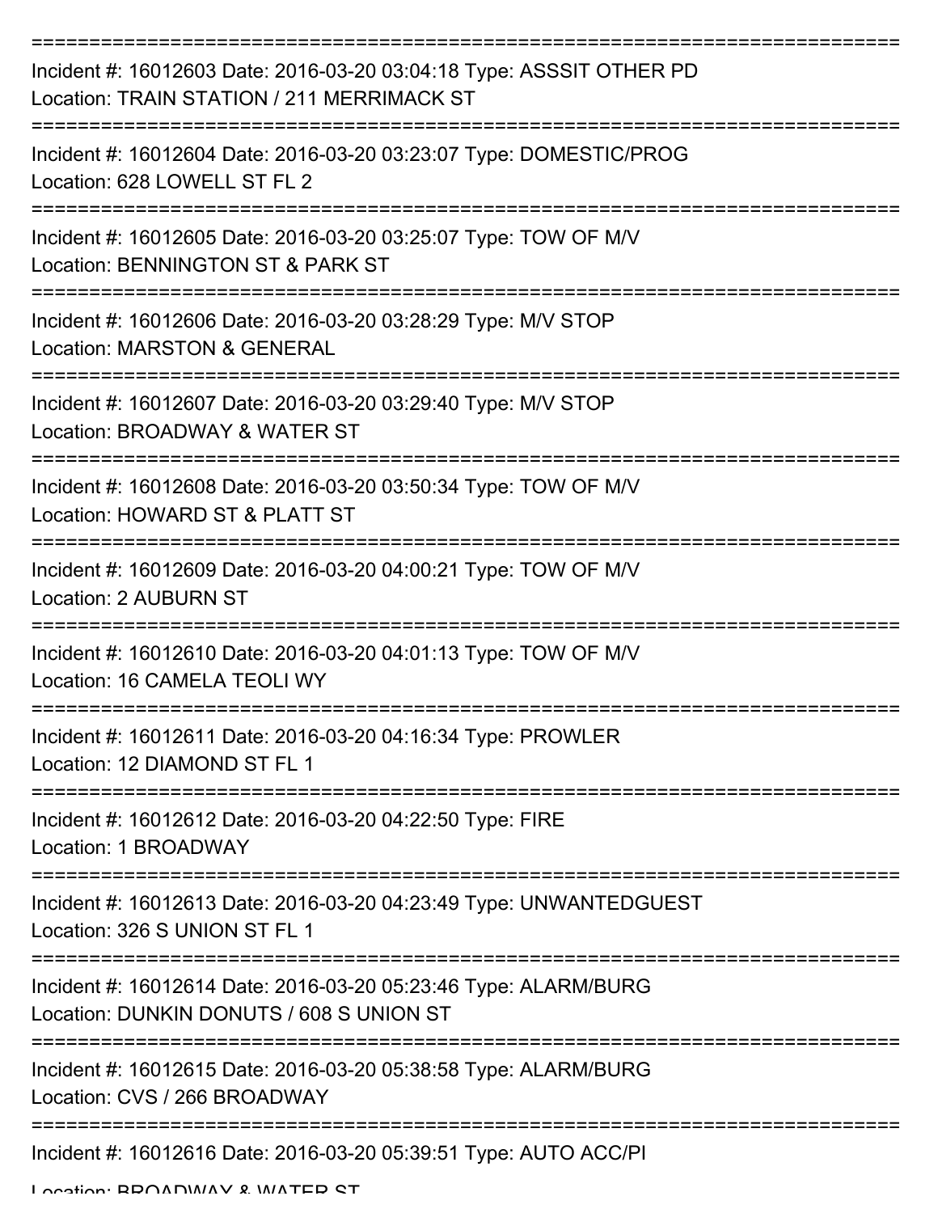Incident #: 16012603 Date: 2016-03-20 03:04:18 Type: ASSSIT OTHER PD
Location: TRAIN STATION / 211 MERRIMACK ST

Incident #: 16012604 Date: 2016-03-20 03:23:07 Type: DOMESTIC/PROG
Location: 628 LOWELL ST FL 2

Incident #: 16012605 Date: 2016-03-20 03:25:07 Type: TOW OF M/V
Location: BENNINGTON ST & PARK ST

Incident #: 16012606 Date: 2016-03-20 03:28:29 Type: M/V STOP
Location: MARSTON & GENERAL

Incident #: 16012607 Date: 2016-03-20 03:29:40 Type: M/V STOP
Location: BROADWAY & WATER ST

Incident #: 16012608 Date: 2016-03-20 03:50:34 Type: TOW OF M/V
Location: HOWARD ST & PLATT ST

Incident #: 16012609 Date: 2016-03-20 04:00:21 Type: TOW OF M/V
Location: 2 AUBURN ST

Incident #: 16012610 Date: 2016-03-20 04:01:13 Type: TOW OF M/V
Location: 16 CAMELA TEOLI WY

Incident #: 16012611 Date: 2016-03-20 04:16:34 Type: PROWLER
Location: 12 DIAMOND ST FL 1

Incident #: 16012612 Date: 2016-03-20 04:22:50 Type: FIRE
Location: 1 BROADWAY

Incident #: 16012613 Date: 2016-03-20 04:23:49 Type: UNWANTEDGUEST
Location: 326 S UNION ST FL 1

Incident #: 16012614 Date: 2016-03-20 05:23:46 Type: ALARM/BURG
Location: DUNKIN DONUTS / 608 S UNION ST

Incident #: 16012615 Date: 2016-03-20 05:38:58 Type: ALARM/BURG
Location: CVS / 266 BROADWAY

Incident #: 16012616 Date: 2016-03-20 05:39:51 Type: AUTO ACC/PI
Location: BROADWAY & WATER ST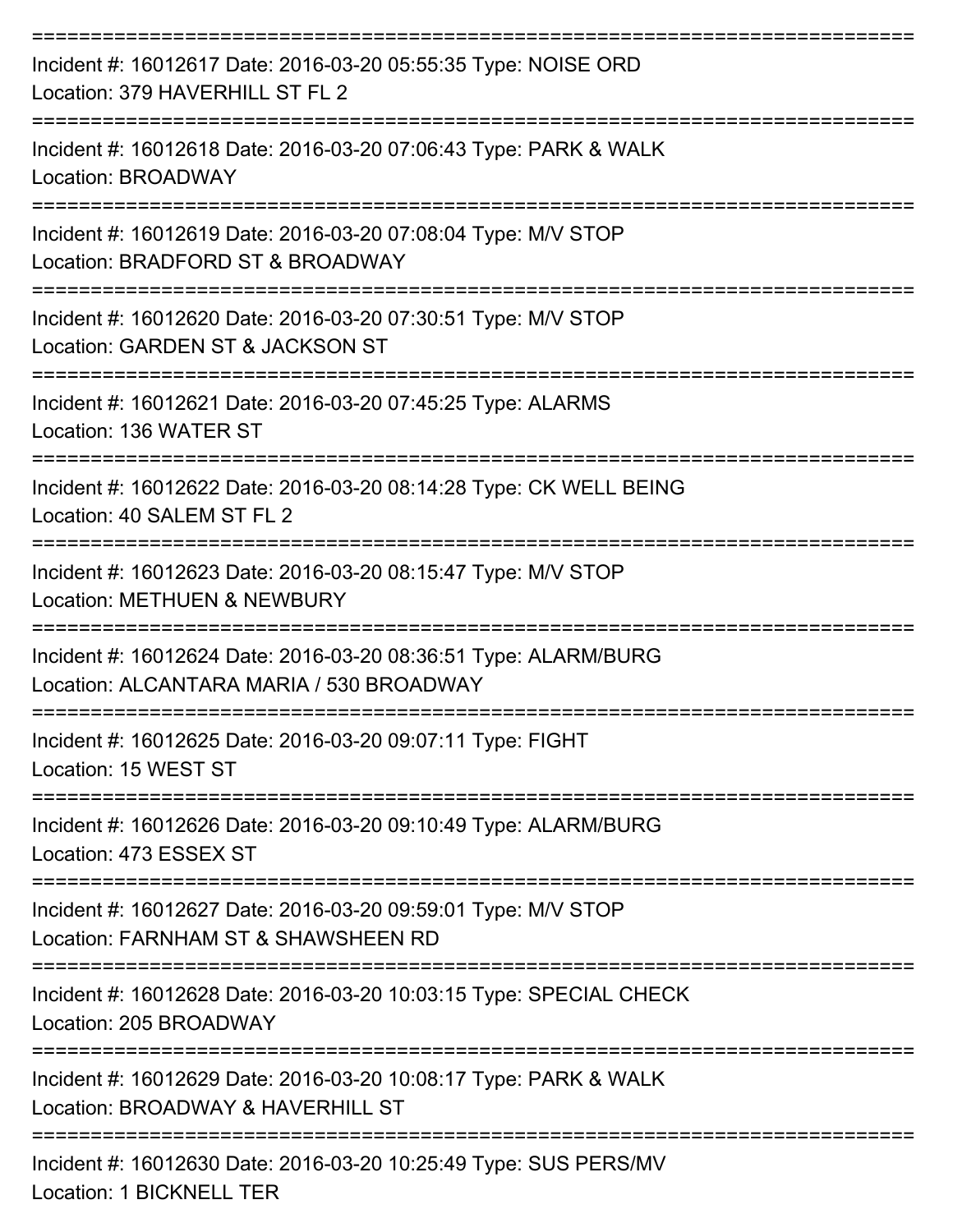===========================================================================

Incident #: 16012617 Date: 2016-03-20 05:55:35 Type: NOISE ORD

Location: 379 HAVERHILL ST FL 2

===========================================================================

Incident #: 16012618 Date: 2016-03-20 07:06:43 Type: PARK & WALK

Location: BROADWAY

===========================================================================

Incident #: 16012619 Date: 2016-03-20 07:08:04 Type: M/V STOP

Location: BRADFORD ST & BROADWAY

===========================================================================

Incident #: 16012620 Date: 2016-03-20 07:30:51 Type: M/V STOP

Location: GARDEN ST & JACKSON ST

===========================================================================

Incident #: 16012621 Date: 2016-03-20 07:45:25 Type: ALARMS

Location: 136 WATER ST

===========================================================================

Incident #: 16012622 Date: 2016-03-20 08:14:28 Type: CK WELL BEING

Location: 40 SALEM ST FL 2

===========================================================================

Incident #: 16012623 Date: 2016-03-20 08:15:47 Type: M/V STOP

Location: METHUEN & NEWBURY

===========================================================================

Incident #: 16012624 Date: 2016-03-20 08:36:51 Type: ALARM/BURG

Location: ALCANTARA MARIA / 530 BROADWAY

===========================================================================

Incident #: 16012625 Date: 2016-03-20 09:07:11 Type: FIGHT

Location: 15 WEST ST

===========================================================================

Incident #: 16012626 Date: 2016-03-20 09:10:49 Type: ALARM/BURG

Location: 473 ESSEX ST

===========================================================================

Incident #: 16012627 Date: 2016-03-20 09:59:01 Type: M/V STOP

Location: FARNHAM ST & SHAWSHEEN RD

===========================================================================

Incident #: 16012628 Date: 2016-03-20 10:03:15 Type: SPECIAL CHECK

Location: 205 BROADWAY

===========================================================================

Incident #: 16012629 Date: 2016-03-20 10:08:17 Type: PARK & WALK

Location: BROADWAY & HAVERHILL ST

===========================================================================

Incident #: 16012630 Date: 2016-03-20 10:25:49 Type: SUS PERS/MV

Location: 1 BICKNELL TER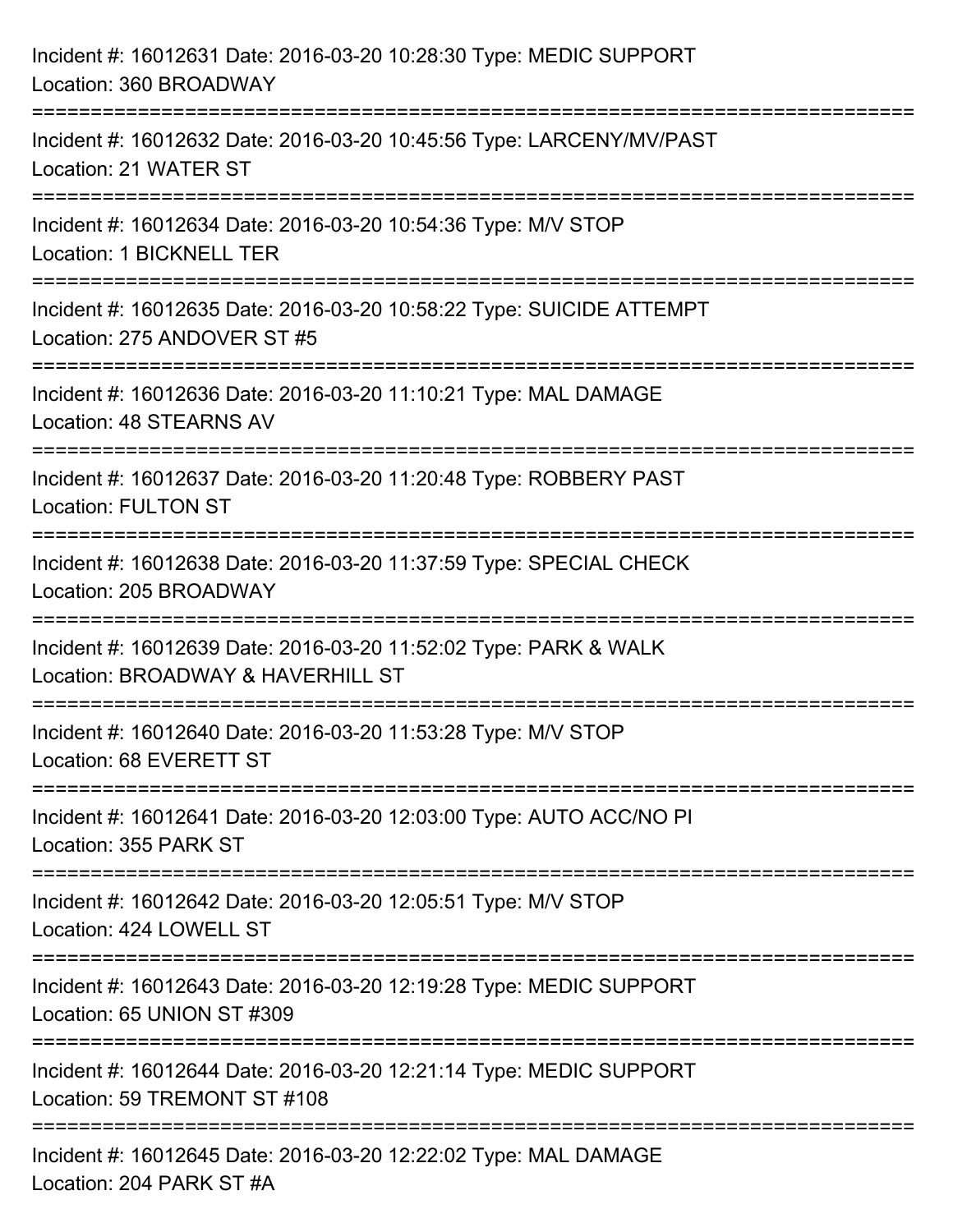Incident #: 16012631 Date: 2016-03-20 10:28:30 Type: MEDIC SUPPORT
Location: 360 BROADWAY

===========================================================================

Incident #: 16012632 Date: 2016-03-20 10:45:56 Type: LARCENY/MV/PAST
Location: 21 WATER ST

===========================================================================

Incident #: 16012634 Date: 2016-03-20 10:54:36 Type: M/V STOP
Location: 1 BICKNELL TER

===========================================================================

Incident #: 16012635 Date: 2016-03-20 10:58:22 Type: SUICIDE ATTEMPT
Location: 275 ANDOVER ST #5

===========================================================================

Incident #: 16012636 Date: 2016-03-20 11:10:21 Type: MAL DAMAGE
Location: 48 STEARNS AV

===========================================================================

Incident #: 16012637 Date: 2016-03-20 11:20:48 Type: ROBBERY PAST
Location: FULTON ST

===========================================================================

Incident #: 16012638 Date: 2016-03-20 11:37:59 Type: SPECIAL CHECK
Location: 205 BROADWAY

===========================================================================

Incident #: 16012639 Date: 2016-03-20 11:52:02 Type: PARK & WALK
Location: BROADWAY & HAVERHILL ST

===========================================================================

Incident #: 16012640 Date: 2016-03-20 11:53:28 Type: M/V STOP
Location: 68 EVERETT ST

===========================================================================

Incident #: 16012641 Date: 2016-03-20 12:03:00 Type: AUTO ACC/NO PI
Location: 355 PARK ST

===========================================================================

Incident #: 16012642 Date: 2016-03-20 12:05:51 Type: M/V STOP
Location: 424 LOWELL ST

===========================================================================

Incident #: 16012643 Date: 2016-03-20 12:19:28 Type: MEDIC SUPPORT
Location: 65 UNION ST #309

===========================================================================

Incident #: 16012644 Date: 2016-03-20 12:21:14 Type: MEDIC SUPPORT
Location: 59 TREMONT ST #108

===========================================================================

Incident #: 16012645 Date: 2016-03-20 12:22:02 Type: MAL DAMAGE
Location: 204 PARK ST #A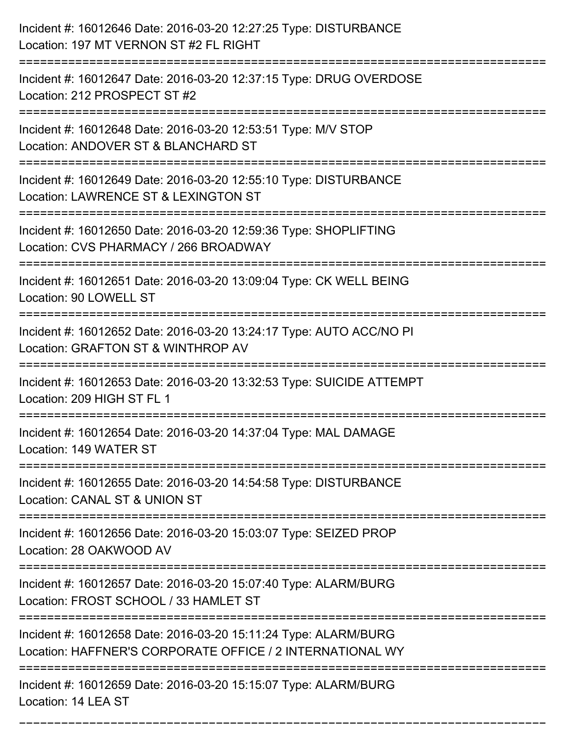Incident #: 16012646 Date: 2016-03-20 12:27:25 Type: DISTURBANCE
Location: 197 MT VERNON ST #2 FL RIGHT

===========================================================================

Incident #: 16012647 Date: 2016-03-20 12:37:15 Type: DRUG OVERDOSE
Location: 212 PROSPECT ST #2

===========================================================================

Incident #: 16012648 Date: 2016-03-20 12:53:51 Type: M/V STOP
Location: ANDOVER ST & BLANCHARD ST

===========================================================================

Incident #: 16012649 Date: 2016-03-20 12:55:10 Type: DISTURBANCE
Location: LAWRENCE ST & LEXINGTON ST

===========================================================================

Incident #: 16012650 Date: 2016-03-20 12:59:36 Type: SHOPLIFTING
Location: CVS PHARMACY / 266 BROADWAY

===========================================================================

Incident #: 16012651 Date: 2016-03-20 13:09:04 Type: CK WELL BEING
Location: 90 LOWELL ST

===========================================================================

Incident #: 16012652 Date: 2016-03-20 13:24:17 Type: AUTO ACC/NO PI
Location: GRAFTON ST & WINTHROP AV

===========================================================================

Incident #: 16012653 Date: 2016-03-20 13:32:53 Type: SUICIDE ATTEMPT
Location: 209 HIGH ST FL 1

===========================================================================

Incident #: 16012654 Date: 2016-03-20 14:37:04 Type: MAL DAMAGE
Location: 149 WATER ST

===========================================================================

Incident #: 16012655 Date: 2016-03-20 14:54:58 Type: DISTURBANCE
Location: CANAL ST & UNION ST

===========================================================================

Incident #: 16012656 Date: 2016-03-20 15:03:07 Type: SEIZED PROP
Location: 28 OAKWOOD AV

===========================================================================

Incident #: 16012657 Date: 2016-03-20 15:07:40 Type: ALARM/BURG
Location: FROST SCHOOL / 33 HAMLET ST

===========================================================================

Incident #: 16012658 Date: 2016-03-20 15:11:24 Type: ALARM/BURG
Location: HAFFNER'S CORPORATE OFFICE / 2 INTERNATIONAL WY

===========================================================================

Incident #: 16012659 Date: 2016-03-20 15:15:07 Type: ALARM/BURG
Location: 14 LEA ST

===========================================================================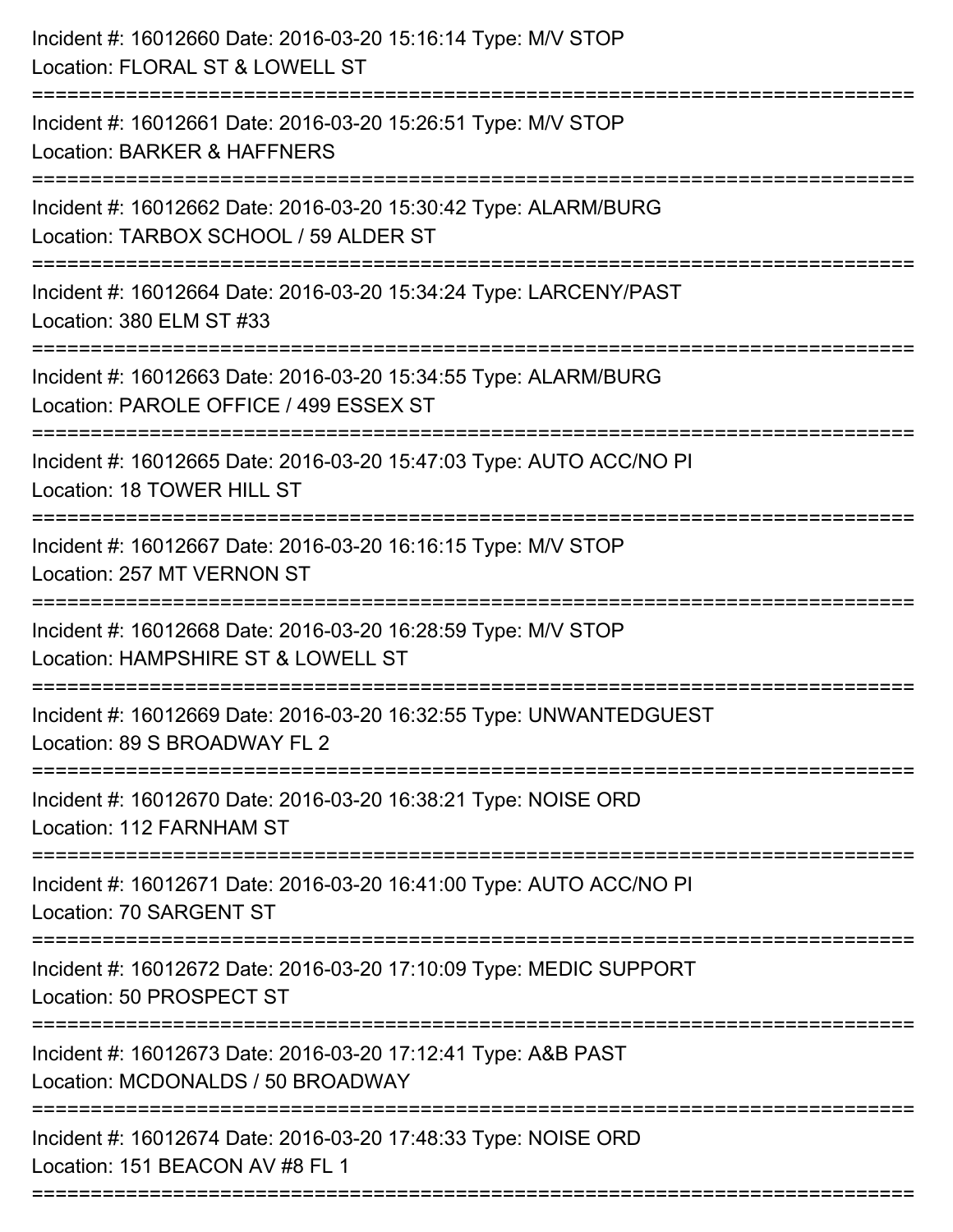Incident #: 16012660 Date: 2016-03-20 15:16:14 Type: M/V STOP
Location: FLORAL ST & LOWELL ST

===========================================================================

Incident #: 16012661 Date: 2016-03-20 15:26:51 Type: M/V STOP
Location: BARKER & HAFFNERS

===========================================================================

Incident #: 16012662 Date: 2016-03-20 15:30:42 Type: ALARM/BURG
Location: TARBOX SCHOOL / 59 ALDER ST

===========================================================================

Incident #: 16012664 Date: 2016-03-20 15:34:24 Type: LARCENY/PAST
Location: 380 ELM ST #33

===========================================================================

Incident #: 16012663 Date: 2016-03-20 15:34:55 Type: ALARM/BURG
Location: PAROLE OFFICE / 499 ESSEX ST

===========================================================================

Incident #: 16012665 Date: 2016-03-20 15:47:03 Type: AUTO ACC/NO PI
Location: 18 TOWER HILL ST

===========================================================================

Incident #: 16012667 Date: 2016-03-20 16:16:15 Type: M/V STOP
Location: 257 MT VERNON ST

===========================================================================

Incident #: 16012668 Date: 2016-03-20 16:28:59 Type: M/V STOP
Location: HAMPSHIRE ST & LOWELL ST

===========================================================================

Incident #: 16012669 Date: 2016-03-20 16:32:55 Type: UNWANTEDGUEST
Location: 89 S BROADWAY FL 2

===========================================================================

Incident #: 16012670 Date: 2016-03-20 16:38:21 Type: NOISE ORD
Location: 112 FARNHAM ST

===========================================================================

Incident #: 16012671 Date: 2016-03-20 16:41:00 Type: AUTO ACC/NO PI
Location: 70 SARGENT ST

===========================================================================

Incident #: 16012672 Date: 2016-03-20 17:10:09 Type: MEDIC SUPPORT
Location: 50 PROSPECT ST

===========================================================================

Incident #: 16012673 Date: 2016-03-20 17:12:41 Type: A&B PAST
Location: MCDONALDS / 50 BROADWAY

===========================================================================

Incident #: 16012674 Date: 2016-03-20 17:48:33 Type: NOISE ORD
Location: 151 BEACON AV #8 FL 1

===========================================================================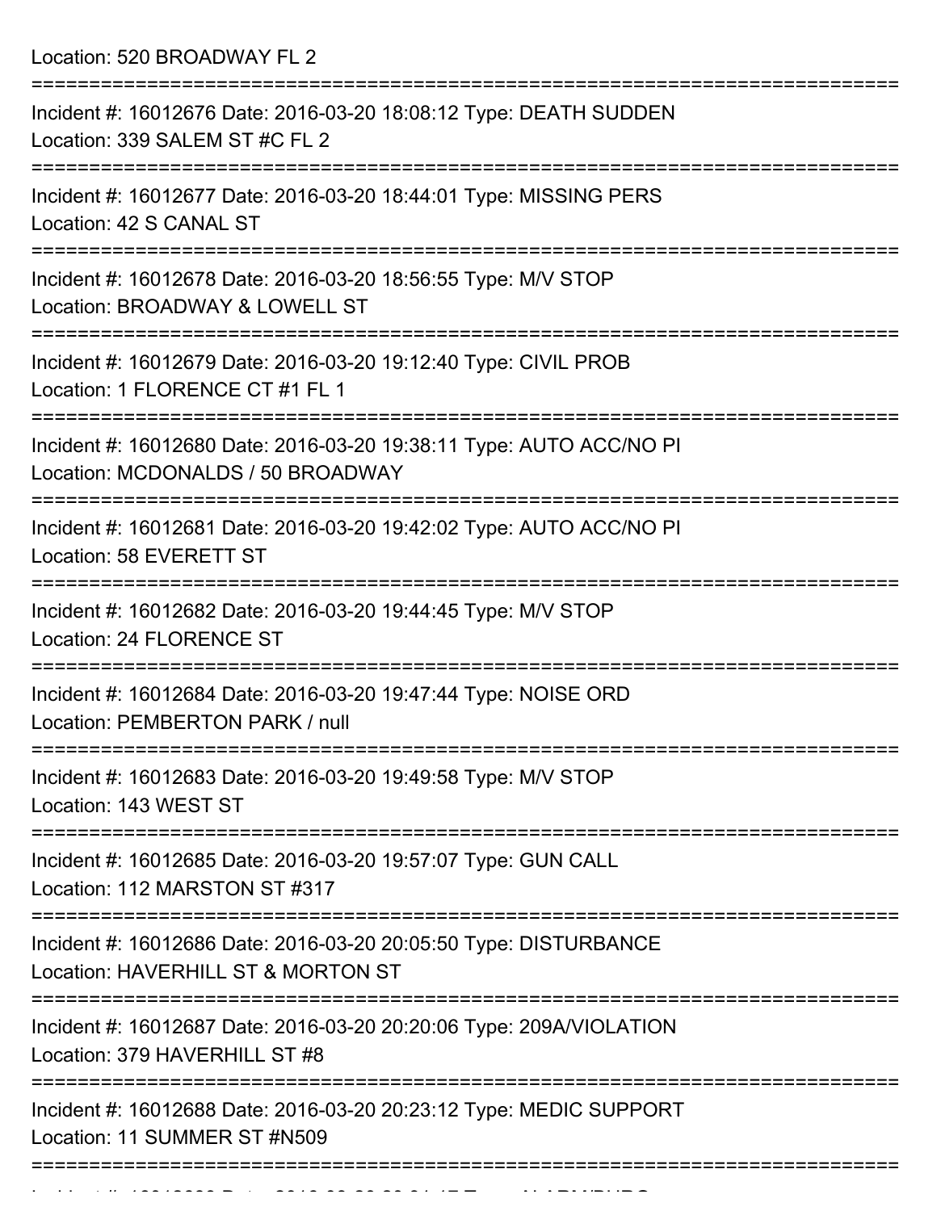Location: 520 BROADWAY FL 2

===========================================================================

Incident #: 16012676 Date: 2016-03-20 18:08:12 Type: DEATH SUDDEN
Location: 339 SALEM ST #C FL 2

===========================================================================

Incident #: 16012677 Date: 2016-03-20 18:44:01 Type: MISSING PERS
Location: 42 S CANAL ST

===========================================================================

Incident #: 16012678 Date: 2016-03-20 18:56:55 Type: M/V STOP
Location: BROADWAY & LOWELL ST

===========================================================================

Incident #: 16012679 Date: 2016-03-20 19:12:40 Type: CIVIL PROB
Location: 1 FLORENCE CT #1 FL 1

===========================================================================

Incident #: 16012680 Date: 2016-03-20 19:38:11 Type: AUTO ACC/NO PI
Location: MCDONALDS / 50 BROADWAY

===========================================================================

Incident #: 16012681 Date: 2016-03-20 19:42:02 Type: AUTO ACC/NO PI
Location: 58 EVERETT ST

===========================================================================

Incident #: 16012682 Date: 2016-03-20 19:44:45 Type: M/V STOP
Location: 24 FLORENCE ST

===========================================================================

Incident #: 16012684 Date: 2016-03-20 19:47:44 Type: NOISE ORD
Location: PEMBERTON PARK / null

===========================================================================

Incident #: 16012683 Date: 2016-03-20 19:49:58 Type: M/V STOP
Location: 143 WEST ST

===========================================================================

Incident #: 16012685 Date: 2016-03-20 19:57:07 Type: GUN CALL
Location: 112 MARSTON ST #317

===========================================================================

Incident #: 16012686 Date: 2016-03-20 20:05:50 Type: DISTURBANCE
Location: HAVERHILL ST & MORTON ST

===========================================================================

Incident #: 16012687 Date: 2016-03-20 20:20:06 Type: 209A/VIOLATION
Location: 379 HAVERHILL ST #8

===========================================================================

Incident #: 16012688 Date: 2016-03-20 20:23:12 Type: MEDIC SUPPORT
Location: 11 SUMMER ST #N509

===========================================================================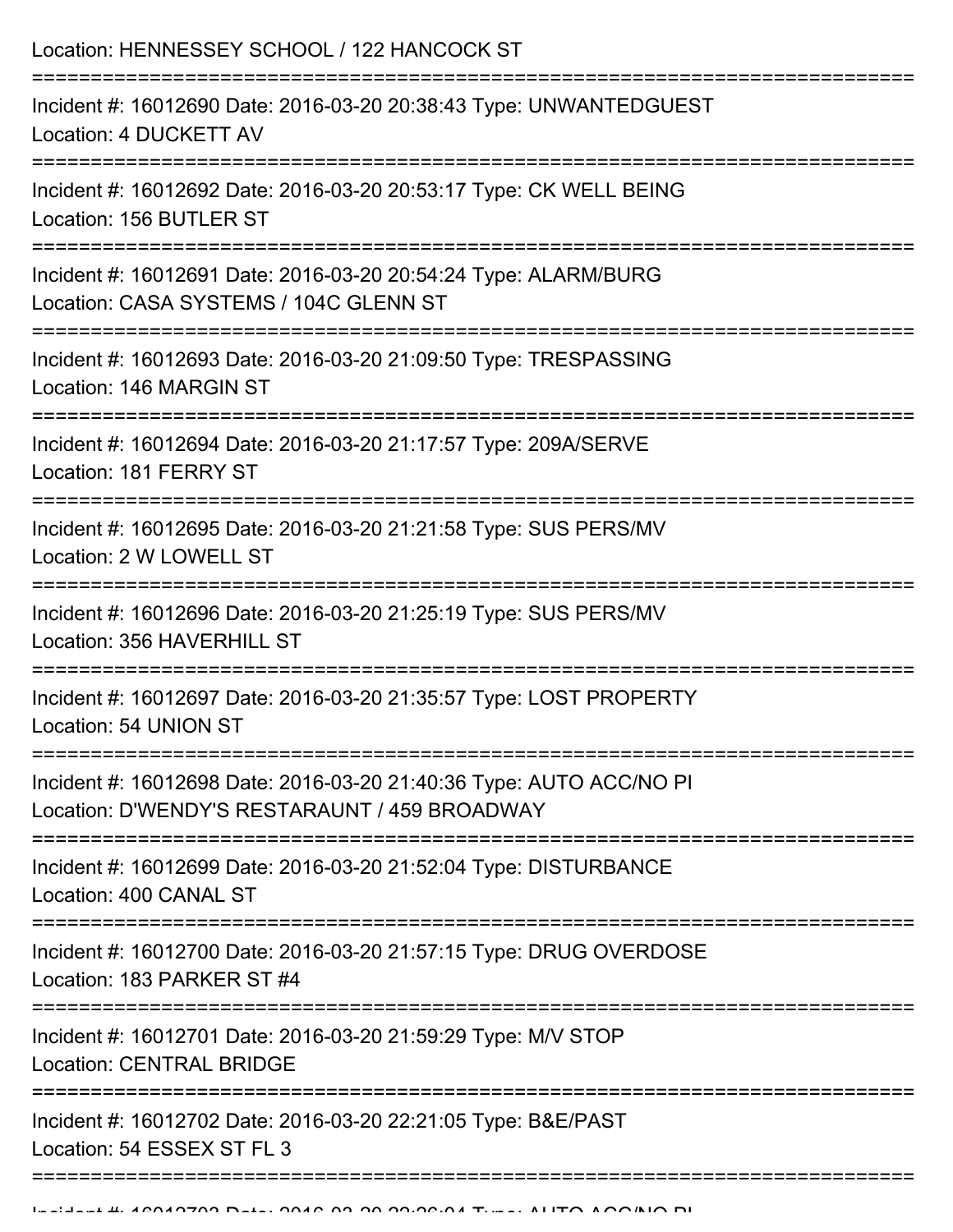Location: HENNESSEY SCHOOL / 122 HANCOCK ST

===========================================================================

Incident #: 16012690 Date: 2016-03-20 20:38:43 Type: UNWANTEDGUEST
Location: 4 DUCKETT AV

===========================================================================

Incident #: 16012692 Date: 2016-03-20 20:53:17 Type: CK WELL BEING
Location: 156 BUTLER ST

===========================================================================

Incident #: 16012691 Date: 2016-03-20 20:54:24 Type: ALARM/BURG
Location: CASA SYSTEMS / 104C GLENN ST

===========================================================================

Incident #: 16012693 Date: 2016-03-20 21:09:50 Type: TRESPASSING
Location: 146 MARGIN ST

===========================================================================

Incident #: 16012694 Date: 2016-03-20 21:17:57 Type: 209A/SERVE
Location: 181 FERRY ST

===========================================================================

Incident #: 16012695 Date: 2016-03-20 21:21:58 Type: SUS PERS/MV
Location: 2 W LOWELL ST

===========================================================================

Incident #: 16012696 Date: 2016-03-20 21:25:19 Type: SUS PERS/MV
Location: 356 HAVERHILL ST

===========================================================================

Incident #: 16012697 Date: 2016-03-20 21:35:57 Type: LOST PROPERTY
Location: 54 UNION ST

===========================================================================

Incident #: 16012698 Date: 2016-03-20 21:40:36 Type: AUTO ACC/NO PI
Location: D'WENDY'S RESTARAUNT / 459 BROADWAY

===========================================================================

Incident #: 16012699 Date: 2016-03-20 21:52:04 Type: DISTURBANCE
Location: 400 CANAL ST

===========================================================================

Incident #: 16012700 Date: 2016-03-20 21:57:15 Type: DRUG OVERDOSE
Location: 183 PARKER ST #4

===========================================================================

Incident #: 16012701 Date: 2016-03-20 21:59:29 Type: M/V STOP
Location: CENTRAL BRIDGE

===========================================================================

Incident #: 16012702 Date: 2016-03-20 22:21:05 Type: B&E/PAST
Location: 54 ESSEX ST FL 3

===========================================================================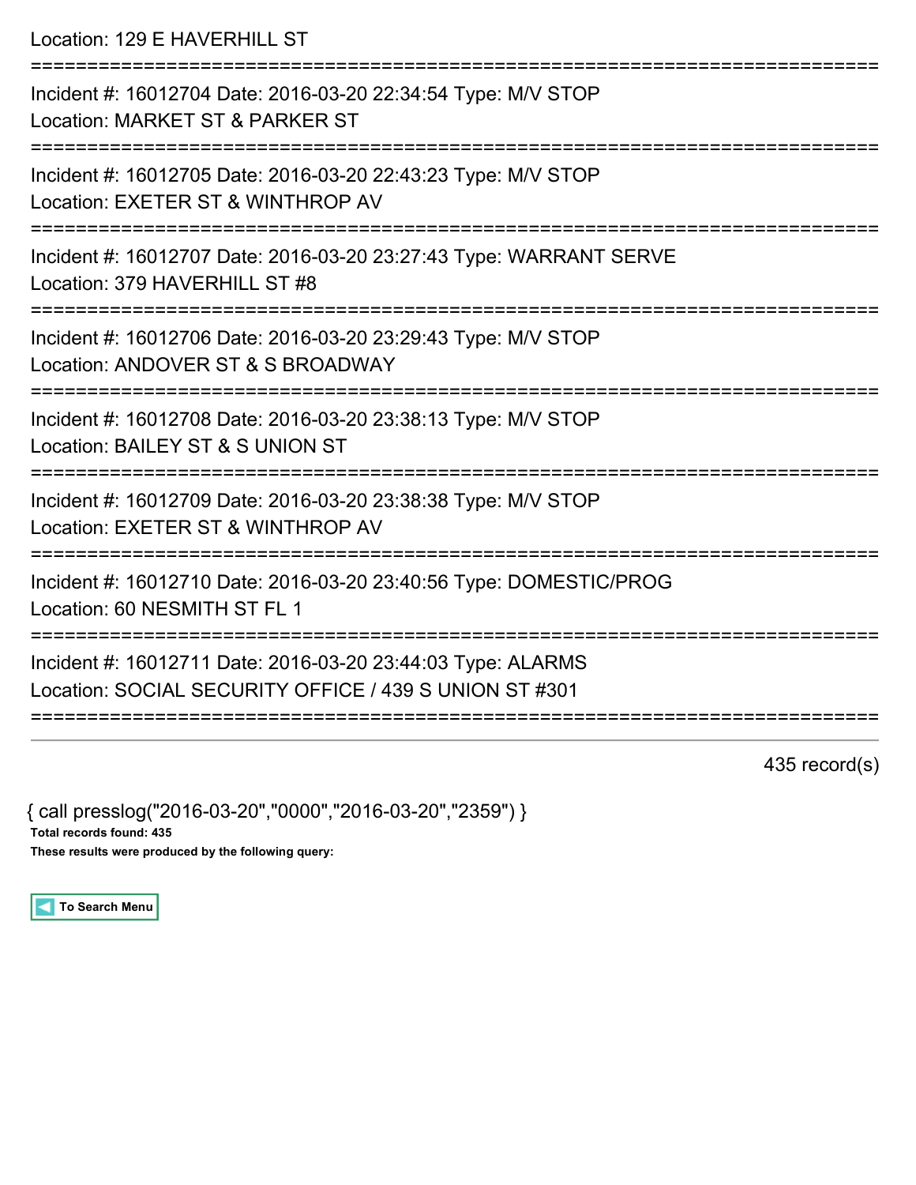Location: 129 E HAVERHILL ST

===========================================================================

Incident #: 16012704 Date: 2016-03-20 22:34:54 Type: M/V STOP
Location: MARKET ST & PARKER ST

===========================================================================

Incident #: 16012705 Date: 2016-03-20 22:43:23 Type: M/V STOP
Location: EXETER ST & WINTHROP AV

===========================================================================

Incident #: 16012707 Date: 2016-03-20 23:27:43 Type: WARRANT SERVE
Location: 379 HAVERHILL ST #8

===========================================================================

Incident #: 16012706 Date: 2016-03-20 23:29:43 Type: M/V STOP
Location: ANDOVER ST & S BROADWAY

===========================================================================

Incident #: 16012708 Date: 2016-03-20 23:38:13 Type: M/V STOP
Location: BAILEY ST & S UNION ST

===========================================================================

Incident #: 16012709 Date: 2016-03-20 23:38:38 Type: M/V STOP
Location: EXETER ST & WINTHROP AV

===========================================================================

Incident #: 16012710 Date: 2016-03-20 23:40:56 Type: DOMESTIC/PROG
Location: 60 NESMITH ST FL 1

===========================================================================

Incident #: 16012711 Date: 2016-03-20 23:44:03 Type: ALARMS
Location: SOCIAL SECURITY OFFICE / 439 S UNION ST #301

===========================================================================

435 record(s)

{ call presslog("2016-03-20","0000","2016-03-20","2359") }

**Total records found: 435**

**These results were produced by the following query:**

To Search Menu